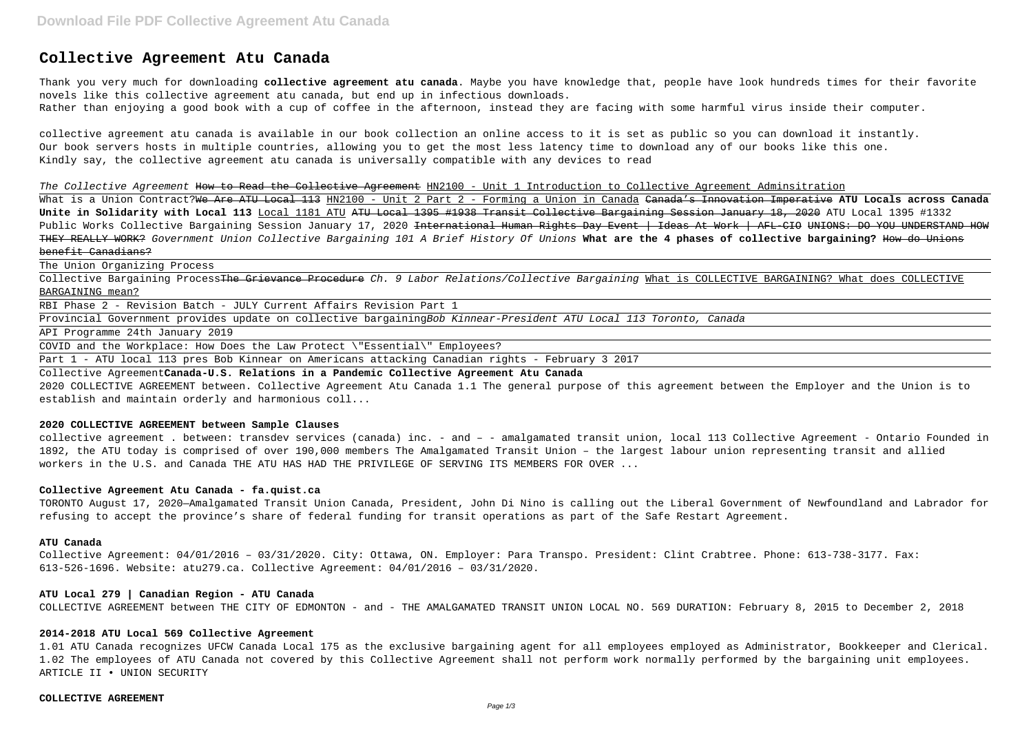# Collective Agreement Atu Canada

Thank you very much for downloading **collective agreement atu canada**. Maybe you have knowledge that, people have look hundreds times for their favorite novels like this collective agreement atu canada, but end up in infectious downloads.
Rather than enjoying a good book with a cup of coffee in the afternoon, instead they are facing with some harmful virus inside their computer.

collective agreement atu canada is available in our book collection an online access to it is set as public so you can download it instantly.
Our book servers hosts in multiple countries, allowing you to get the most less latency time to download any of our books like this one.
Kindly say, the collective agreement atu canada is universally compatible with any devices to read

*The Collective Agreement* ~~How to Read the Collective Agreement~~ HN2100 - Unit 1 Introduction to Collective Agreement Adminsitration

What is a Union Contract?~~We Are ATU Local 113~~ HN2100 - Unit 2 Part 2 - Forming a Union in Canada ~~Canada's Innovation Imperative~~ **ATU Locals across Canada Unite in Solidarity with Local 113** Local 1181 ATU ~~ATU Local 1395 #1938 Transit Collective Bargaining Session January 18, 2020~~ ATU Local 1395 #1332 Public Works Collective Bargaining Session January 17, 2020 ~~International Human Rights Day Event | Ideas At Work | AFL-CIO~~ ~~UNIONS: DO YOU UNDERSTAND HOW THEY REALLY WORK?~~ *Government Union Collective Bargaining 101 A Brief History Of Unions* **What are the 4 phases of collective bargaining?** ~~How do Unions benefit Canadians?~~

The Union Organizing Process

Collective Bargaining Process~~The Grievance Procedure~~ *Ch. 9 Labor Relations/Collective Bargaining* What is COLLECTIVE BARGAINING? What does COLLECTIVE BARGAINING mean?

RBI Phase 2 - Revision Batch - JULY Current Affairs Revision Part 1

Provincial Government provides update on collective bargaining*Bob Kinnear-President ATU Local 113 Toronto, Canada*

API Programme 24th January 2019

COVID and the Workplace: How Does the Law Protect "Essential" Employees?

Part 1 - ATU local 113 pres Bob Kinnear on Americans attacking Canadian rights - February 3 2017

Collective Agreement**Canada-U.S. Relations in a Pandemic Collective Agreement Atu Canada**

2020 COLLECTIVE AGREEMENT between. Collective Agreement Atu Canada 1.1 The general purpose of this agreement between the Employer and the Union is to establish and maintain orderly and harmonious coll...

### 2020 COLLECTIVE AGREEMENT between Sample Clauses

collective agreement . between: transdev services (canada) inc. - and – - amalgamated transit union, local 113 Collective Agreement - Ontario Founded in 1892, the ATU today is comprised of over 190,000 members The Amalgamated Transit Union – the largest labour union representing transit and allied workers in the U.S. and Canada THE ATU HAS HAD THE PRIVILEGE OF SERVING ITS MEMBERS FOR OVER ...

### Collective Agreement Atu Canada - fa.quist.ca

TORONTO August 17, 2020—Amalgamated Transit Union Canada, President, John Di Nino is calling out the Liberal Government of Newfoundland and Labrador for refusing to accept the province's share of federal funding for transit operations as part of the Safe Restart Agreement.

### ATU Canada

Collective Agreement: 04/01/2016 – 03/31/2020. City: Ottawa, ON. Employer: Para Transpo. President: Clint Crabtree. Phone: 613-738-3177. Fax: 613-526-1696. Website: atu279.ca. Collective Agreement: 04/01/2016 – 03/31/2020.

### ATU Local 279 | Canadian Region - ATU Canada

COLLECTIVE AGREEMENT between THE CITY OF EDMONTON - and - THE AMALGAMATED TRANSIT UNION LOCAL NO. 569 DURATION: February 8, 2015 to December 2, 2018

### 2014-2018 ATU Local 569 Collective Agreement

1.01 ATU Canada recognizes UFCW Canada Local 175 as the exclusive bargaining agent for all employees employed as Administrator, Bookkeeper and Clerical. 1.02 The employees of ATU Canada not covered by this Collective Agreement shall not perform work normally performed by the bargaining unit employees. ARTICLE II • UNION SECURITY

### COLLECTIVE AGREEMENT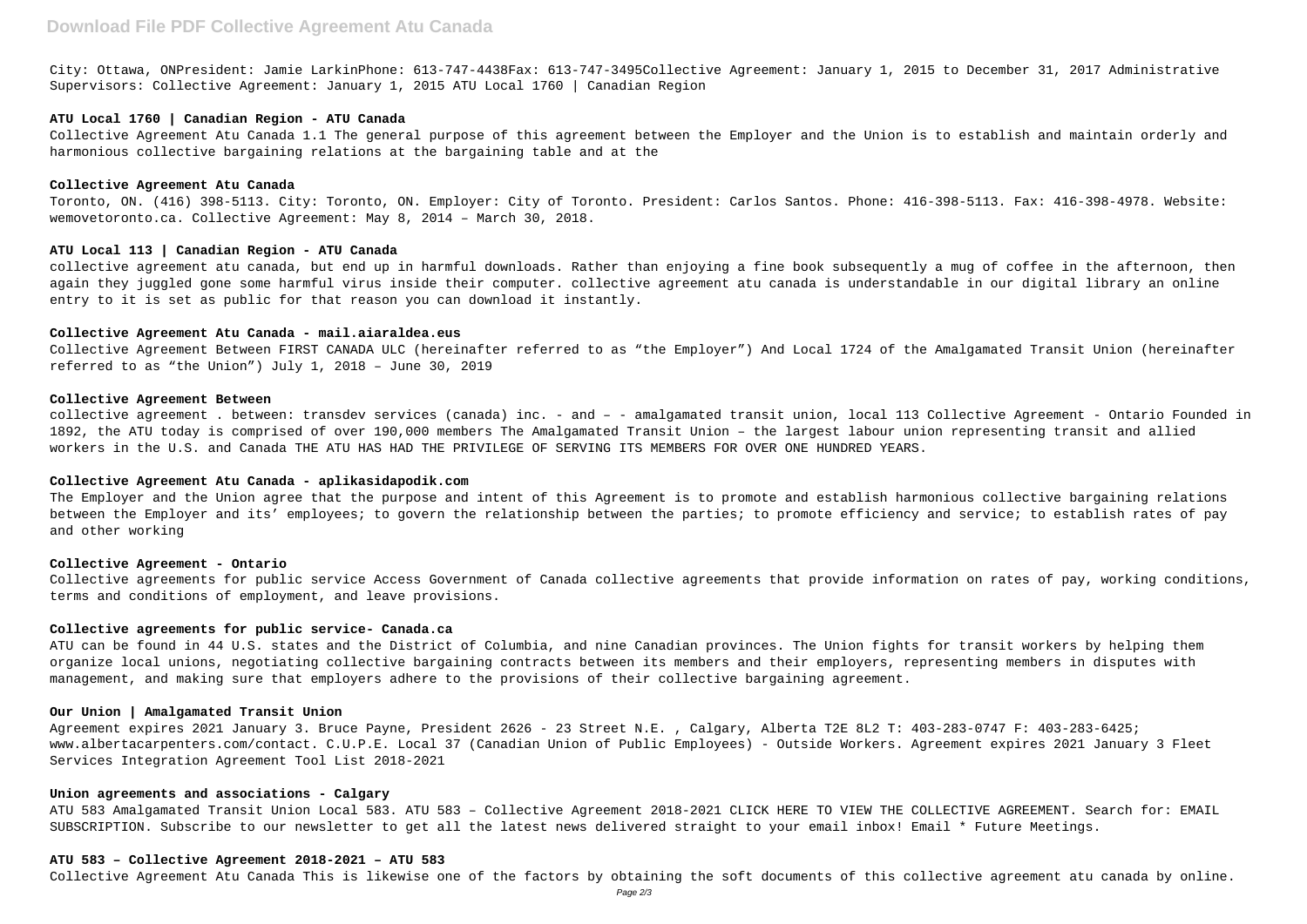City: Ottawa, ONPresident: Jamie LarkinPhone: 613-747-4438Fax: 613-747-3495Collective Agreement: January 1, 2015 to December 31, 2017 Administrative Supervisors: Collective Agreement: January 1, 2015 ATU Local 1760 | Canadian Region

**ATU Local 1760 | Canadian Region - ATU Canada**

Collective Agreement Atu Canada 1.1 The general purpose of this agreement between the Employer and the Union is to establish and maintain orderly and harmonious collective bargaining relations at the bargaining table and at the

**Collective Agreement Atu Canada**

Toronto, ON. (416) 398-5113. City: Toronto, ON. Employer: City of Toronto. President: Carlos Santos. Phone: 416-398-5113. Fax: 416-398-4978. Website: wemovetoronto.ca. Collective Agreement: May 8, 2014 – March 30, 2018.

**ATU Local 113 | Canadian Region - ATU Canada**

collective agreement atu canada, but end up in harmful downloads. Rather than enjoying a fine book subsequently a mug of coffee in the afternoon, then again they juggled gone some harmful virus inside their computer. collective agreement atu canada is understandable in our digital library an online entry to it is set as public for that reason you can download it instantly.

**Collective Agreement Atu Canada - mail.aiaraldea.eus**

Collective Agreement Between FIRST CANADA ULC (hereinafter referred to as "the Employer") And Local 1724 of the Amalgamated Transit Union (hereinafter referred to as "the Union") July 1, 2018 – June 30, 2019

**Collective Agreement Between**

collective agreement . between: transdev services (canada) inc. - and – - amalgamated transit union, local 113 Collective Agreement - Ontario Founded in 1892, the ATU today is comprised of over 190,000 members The Amalgamated Transit Union – the largest labour union representing transit and allied workers in the U.S. and Canada THE ATU HAS HAD THE PRIVILEGE OF SERVING ITS MEMBERS FOR OVER ONE HUNDRED YEARS.

**Collective Agreement Atu Canada - aplikasidapodik.com**

The Employer and the Union agree that the purpose and intent of this Agreement is to promote and establish harmonious collective bargaining relations between the Employer and its' employees; to govern the relationship between the parties; to promote efficiency and service; to establish rates of pay and other working

**Collective Agreement - Ontario**

Collective agreements for public service Access Government of Canada collective agreements that provide information on rates of pay, working conditions, terms and conditions of employment, and leave provisions.

**Collective agreements for public service- Canada.ca**

ATU can be found in 44 U.S. states and the District of Columbia, and nine Canadian provinces. The Union fights for transit workers by helping them organize local unions, negotiating collective bargaining contracts between its members and their employers, representing members in disputes with management, and making sure that employers adhere to the provisions of their collective bargaining agreement.

**Our Union | Amalgamated Transit Union**

Agreement expires 2021 January 3. Bruce Payne, President 2626 - 23 Street N.E. , Calgary, Alberta T2E 8L2 T: 403-283-0747 F: 403-283-6425; www.albertacarpenters.com/contact. C.U.P.E. Local 37 (Canadian Union of Public Employees) - Outside Workers. Agreement expires 2021 January 3 Fleet Services Integration Agreement Tool List 2018-2021

**Union agreements and associations - Calgary**

ATU 583 Amalgamated Transit Union Local 583. ATU 583 – Collective Agreement 2018-2021 CLICK HERE TO VIEW THE COLLECTIVE AGREEMENT. Search for: EMAIL SUBSCRIPTION. Subscribe to our newsletter to get all the latest news delivered straight to your email inbox! Email * Future Meetings.

**ATU 583 – Collective Agreement 2018-2021 – ATU 583**

Collective Agreement Atu Canada This is likewise one of the factors by obtaining the soft documents of this collective agreement atu canada by online.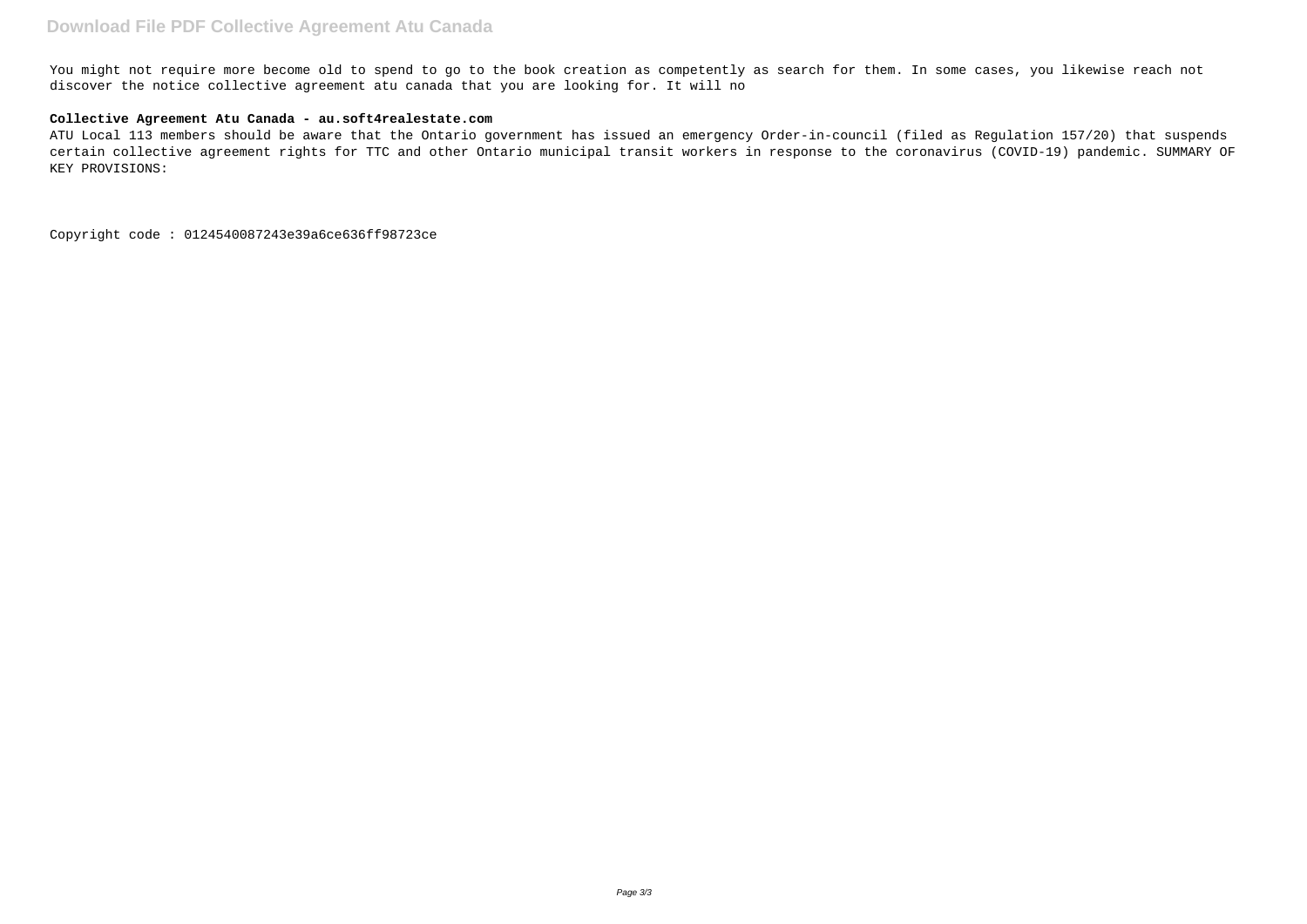You might not require more become old to spend to go to the book creation as competently as search for them. In some cases, you likewise reach not discover the notice collective agreement atu canada that you are looking for. It will no

**Collective Agreement Atu Canada - au.soft4realestate.com**

ATU Local 113 members should be aware that the Ontario government has issued an emergency Order-in-council (filed as Regulation 157/20) that suspends certain collective agreement rights for TTC and other Ontario municipal transit workers in response to the coronavirus (COVID-19) pandemic. SUMMARY OF KEY PROVISIONS:

Copyright code : 0124540087243e39a6ce636ff98723ce